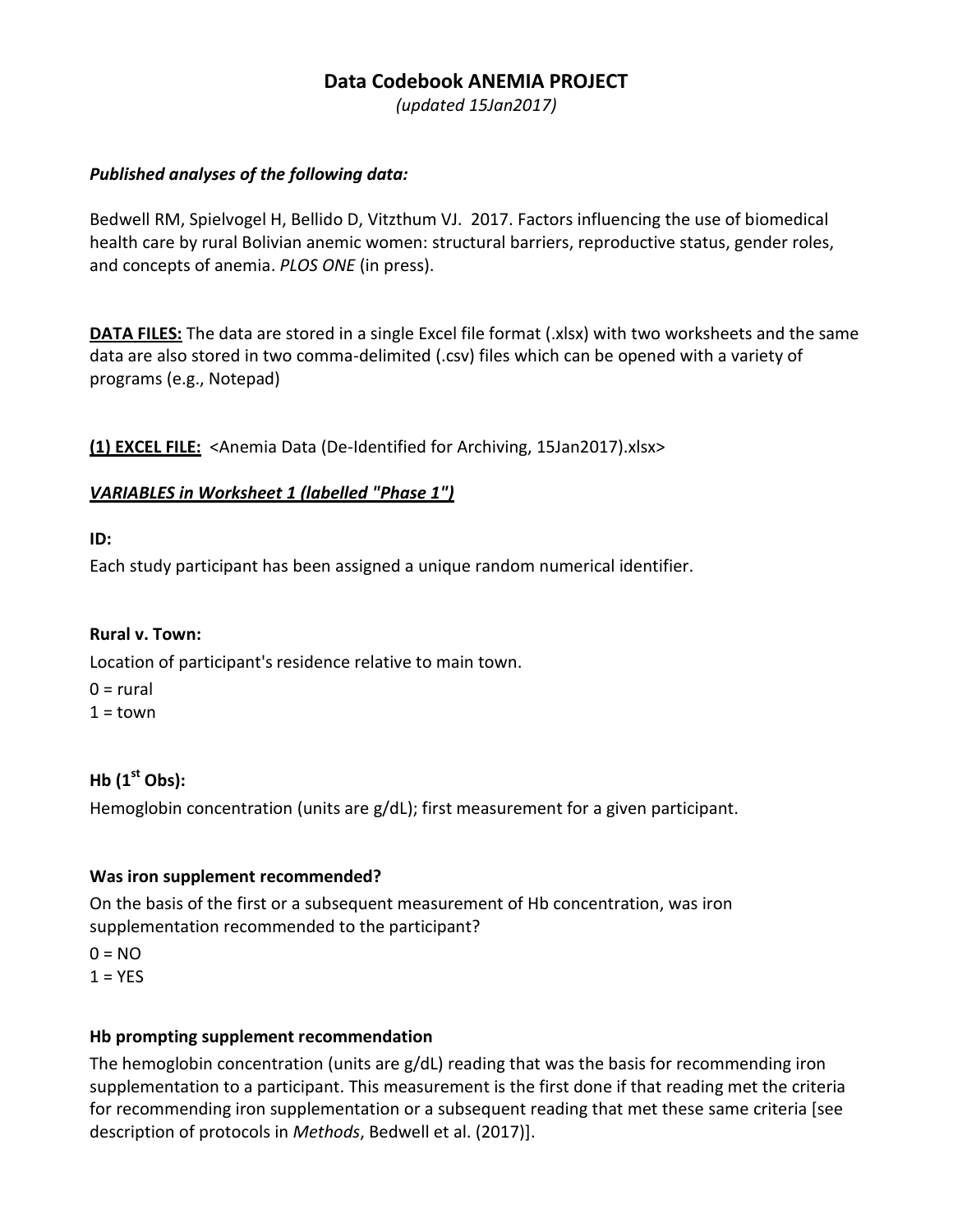# Data Codebook ANEMIA PROJECT

*(updated 15Jan2017)*

***Published analyses of the following data:***

Bedwell RM, Spielvogel H, Bellido D, Vitzthum VJ. 2017. Factors influencing the use of biomedical health care by rural Bolivian anemic women: structural barriers, reproductive status, gender roles, and concepts of anemia. *PLOS ONE* (in press).

**DATA FILES:** The data are stored in a single Excel file format (.xlsx) with two worksheets and the same data are also stored in two comma-delimited (.csv) files which can be opened with a variety of programs (e.g., Notepad)

**(1) EXCEL FILE:** <Anemia Data (De-Identified for Archiving, 15Jan2017).xlsx>

***VARIABLES in Worksheet 1 (labelled "Phase 1")***

**ID:**

Each study participant has been assigned a unique random numerical identifier.

**Rural v. Town:**

Location of participant's residence relative to main town.

0 = rural

1 = town

**Hb (1st Obs):**

Hemoglobin concentration (units are g/dL); first measurement for a given participant.

**Was iron supplement recommended?**

On the basis of the first or a subsequent measurement of Hb concentration, was iron supplementation recommended to the participant?

0 = NO

1 = YES

**Hb prompting supplement recommendation**

The hemoglobin concentration (units are g/dL) reading that was the basis for recommending iron supplementation to a participant. This measurement is the first done if that reading met the criteria for recommending iron supplementation or a subsequent reading that met these same criteria [see description of protocols in *Methods*, Bedwell et al. (2017)].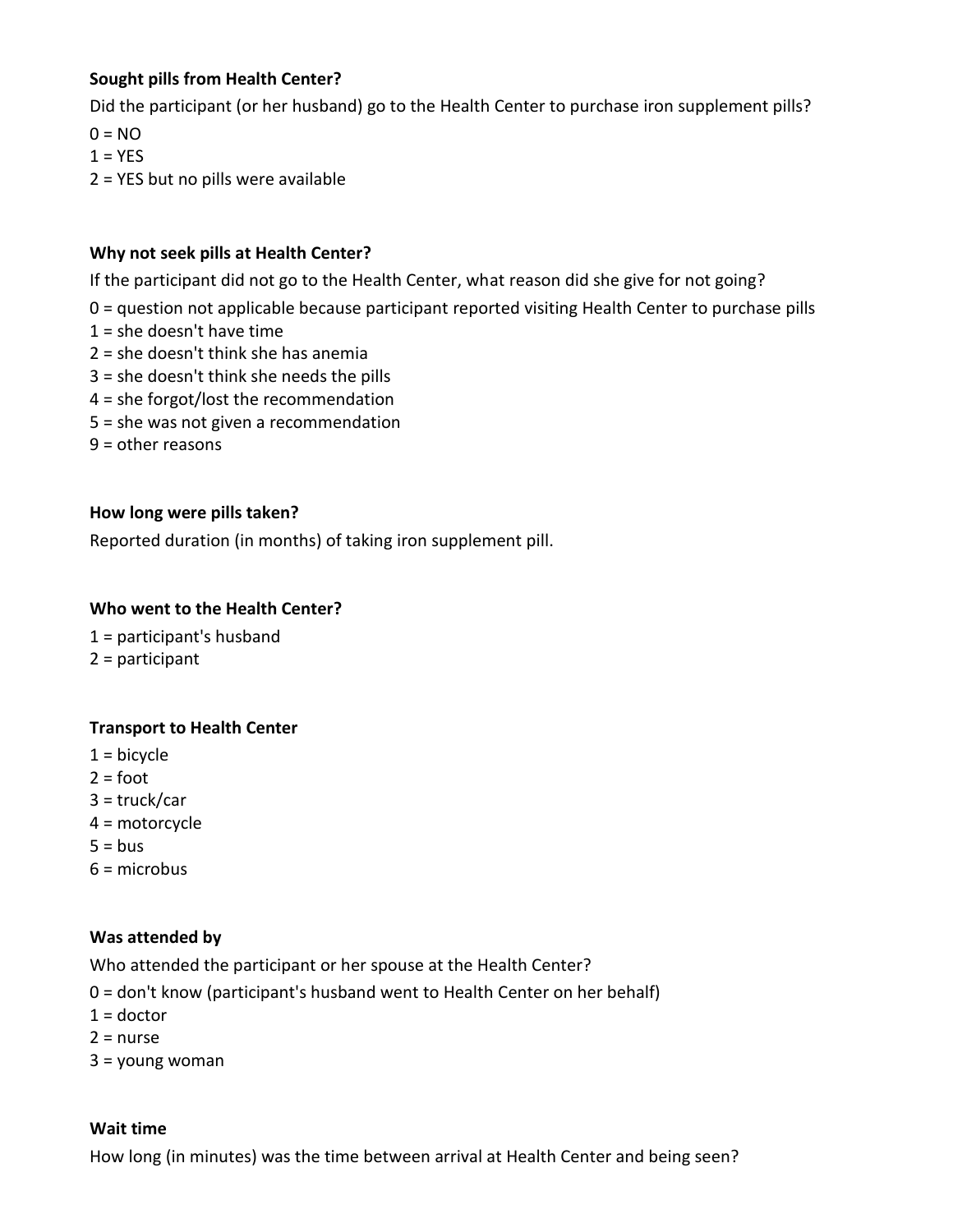**Sought pills from Health Center?**

Did the participant (or her husband) go to the Health Center to purchase iron supplement pills?

0 = NO
1 = YES
2 = YES but no pills were available

**Why not seek pills at Health Center?**

If the participant did not go to the Health Center, what reason did she give for not going?

0 = question not applicable because participant reported visiting Health Center to purchase pills
1 = she doesn't have time
2 = she doesn't think she has anemia
3 = she doesn't think she needs the pills
4 = she forgot/lost the recommendation
5 = she was not given a recommendation
9 = other reasons

**How long were pills taken?**

Reported duration (in months) of taking iron supplement pill.

**Who went to the Health Center?**

1 = participant's husband
2 = participant

**Transport to Health Center**

1 = bicycle
2 = foot
3 = truck/car
4 = motorcycle
5 = bus
6 = microbus

**Was attended by**

Who attended the participant or her spouse at the Health Center?

0 = don't know (participant's husband went to Health Center on her behalf)
1 = doctor
2 = nurse
3 = young woman

**Wait time**

How long (in minutes) was the time between arrival at Health Center and being seen?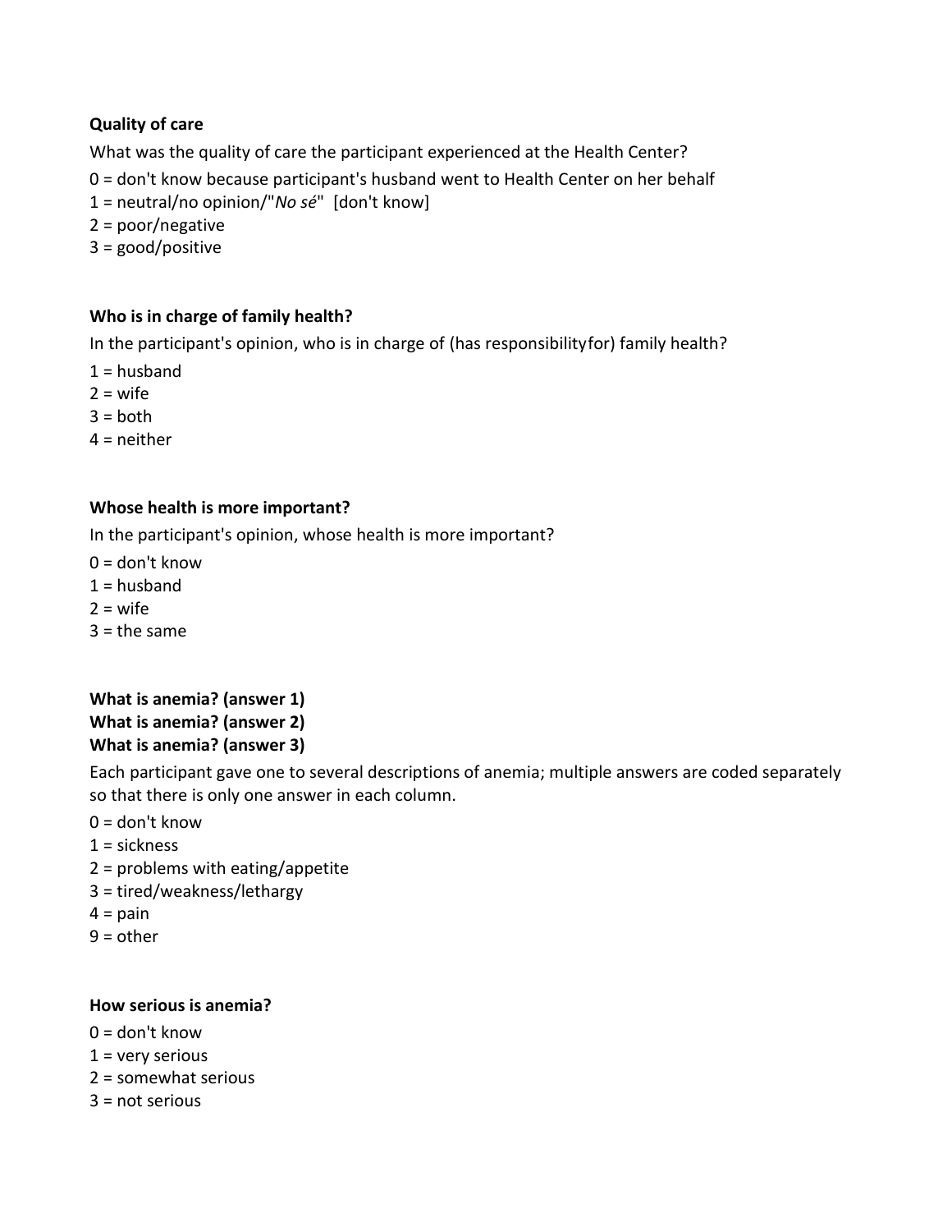**Quality of care**

What was the quality of care the participant experienced at the Health Center?

0 = don't know because participant's husband went to Health Center on her behalf
1 = neutral/no opinion/"*No sé*" [don't know]
2 = poor/negative
3 = good/positive

**Who is in charge of family health?**

In the participant's opinion, who is in charge of (has responsibilityfor) family health?

1 = husband
2 = wife
3 = both
4 = neither

**Whose health is more important?**

In the participant's opinion, whose health is more important?

0 = don't know
1 = husband
2 = wife
3 = the same

**What is anemia? (answer 1)**
**What is anemia? (answer 2)**
**What is anemia? (answer 3)**

Each participant gave one to several descriptions of anemia; multiple answers are coded separately so that there is only one answer in each column.

0 = don't know
1 = sickness
2 = problems with eating/appetite
3 = tired/weakness/lethargy
4 = pain
9 = other

**How serious is anemia?**

0 = don't know
1 = very serious
2 = somewhat serious
3 = not serious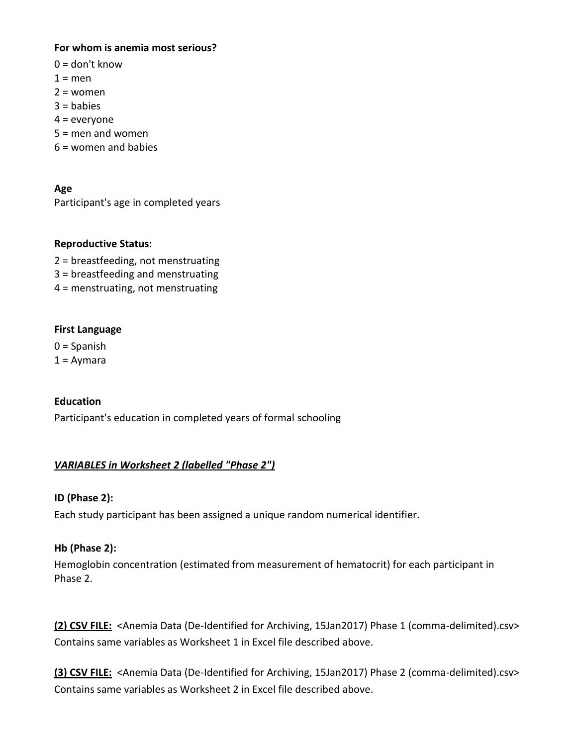**For whom is anemia most serious?**

0 = don't know
1 = men
2 = women
3 = babies
4 = everyone
5 = men and women
6 = women and babies

**Age**

Participant's age in completed years

**Reproductive Status:**

2 = breastfeeding, not menstruating
3 = breastfeeding and menstruating
4 = menstruating, not menstruating

**First Language**

0 = Spanish
1 = Aymara

**Education**

Participant's education in completed years of formal schooling

***<u>VARIABLES in Worksheet 2 (labelled "Phase 2")</u>***

**ID (Phase 2):**

Each study participant has been assigned a unique random numerical identifier.

**Hb (Phase 2):**

Hemoglobin concentration (estimated from measurement of hematocrit) for each participant in Phase 2.

**<u>(2) CSV FILE:</u>** <Anemia Data (De-Identified for Archiving, 15Jan2017) Phase 1 (comma-delimited).csv>
Contains same variables as Worksheet 1 in Excel file described above.

**<u>(3) CSV FILE:</u>** <Anemia Data (De-Identified for Archiving, 15Jan2017) Phase 2 (comma-delimited).csv>
Contains same variables as Worksheet 2 in Excel file described above.